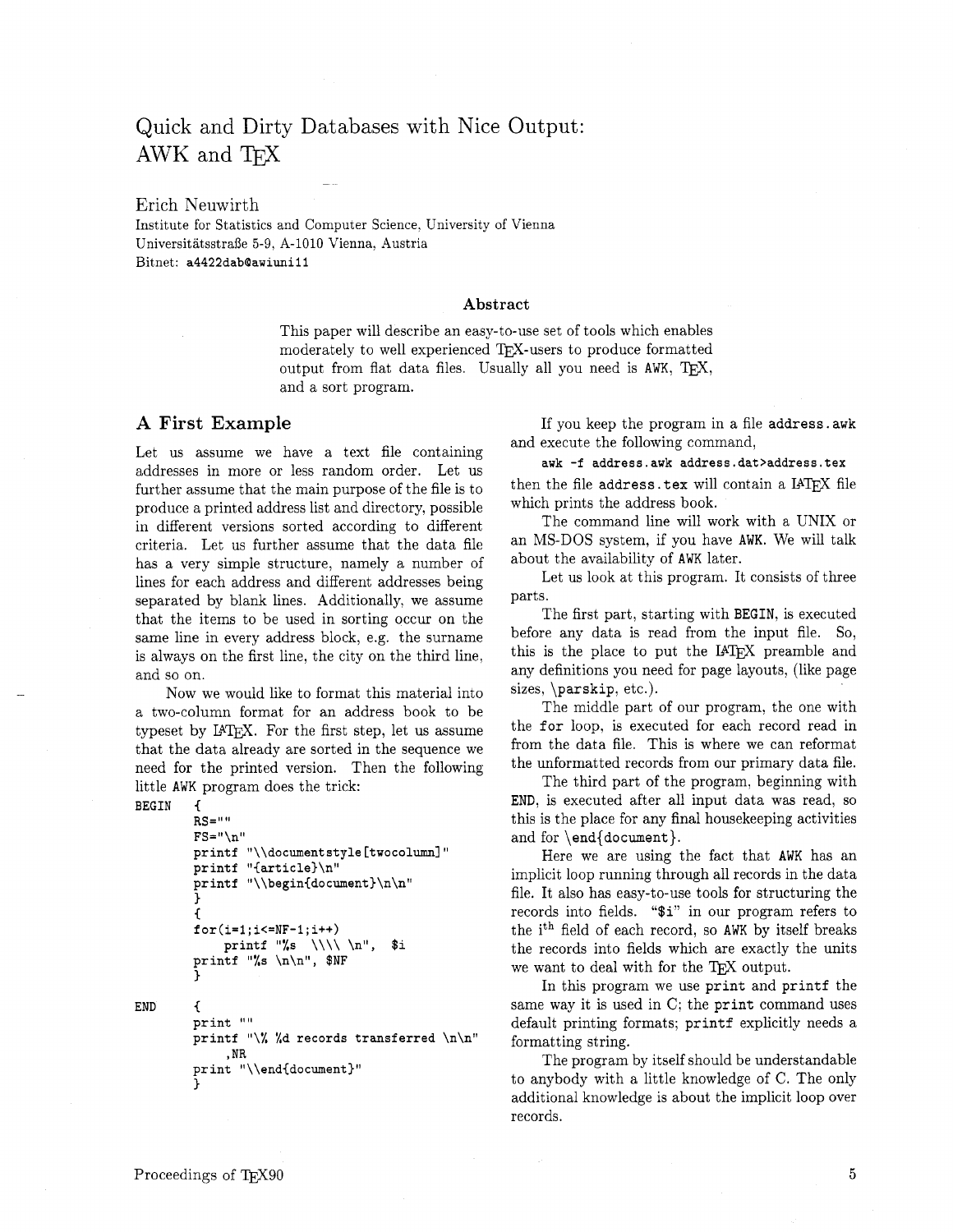# Quick and Dirty Databases with Nice Output: AWK and TEX

Erich Neuwirth
Institute for Statistics and Computer Science, University of Vienna
Universitätsstraße 5-9, A-1010 Vienna, Austria
Bitnet: a4422dab@awiuni11

### Abstract

This paper will describe an easy-to-use set of tools which enables moderately to well experienced TEX-users to produce formatted output from flat data files. Usually all you need is AWK, TEX, and a sort program.

## A First Example

Let us assume we have a text file containing addresses in more or less random order. Let us further assume that the main purpose of the file is to produce a printed address list and directory, possible in different versions sorted according to different criteria. Let us further assume that the data file has a very simple structure, namely a number of lines for each address and different addresses being separated by blank lines. Additionally, we assume that the items to be used in sorting occur on the same line in every address block, e.g. the surname is always on the first line, the city on the third line, and so on.

Now we would like to format this material into a two-column format for an address book to be typeset by LATEX. For the first step, let us assume that the data already are sorted in the sequence we need for the printed version. Then the following little AWK program does the trick:

```
BEGIN   {
        RS=""
        FS="\n"
        printf "\\documentstyle[twocolumn]"
        printf "{article}\n"
        printf "\\begin{document}\n\n"
        }
        {
        for(i=1;i<=NF-1;i++)
            printf "%s  \\\\ \n",  $i
        printf "%s \n\n", $NF
        }

END     {
        print ""
        printf "\% %d records transferred \n\n"
            ,NR
        print "\\end{document}"
        }
```

If you keep the program in a file address.awk and execute the following command,

```
awk -f address.awk address.dat>address.tex
```

then the file address.tex will contain a LATEX file which prints the address book.

The command line will work with a UNIX or an MS-DOS system, if you have AWK. We will talk about the availability of AWK later.

Let us look at this program. It consists of three parts.

The first part, starting with BEGIN, is executed before any data is read from the input file. So, this is the place to put the LATEX preamble and any definitions you need for page layouts, (like page sizes, \parskip, etc.).

The middle part of our program, the one with the for loop, is executed for each record read in from the data file. This is where we can reformat the unformatted records from our primary data file.

The third part of the program, beginning with END, is executed after all input data was read, so this is the place for any final housekeeping activities and for \end{document}.

Here we are using the fact that AWK has an implicit loop running through all records in the data file. It also has easy-to-use tools for structuring the records into fields. "$i" in our program refers to the i$^{th}$ field of each record, so AWK by itself breaks the records into fields which are exactly the units we want to deal with for the TEX output.

In this program we use print and printf the same way it is used in C; the print command uses default printing formats; printf explicitly needs a formatting string.

The program by itself should be understandable to anybody with a little knowledge of C. The only additional knowledge is about the implicit loop over records.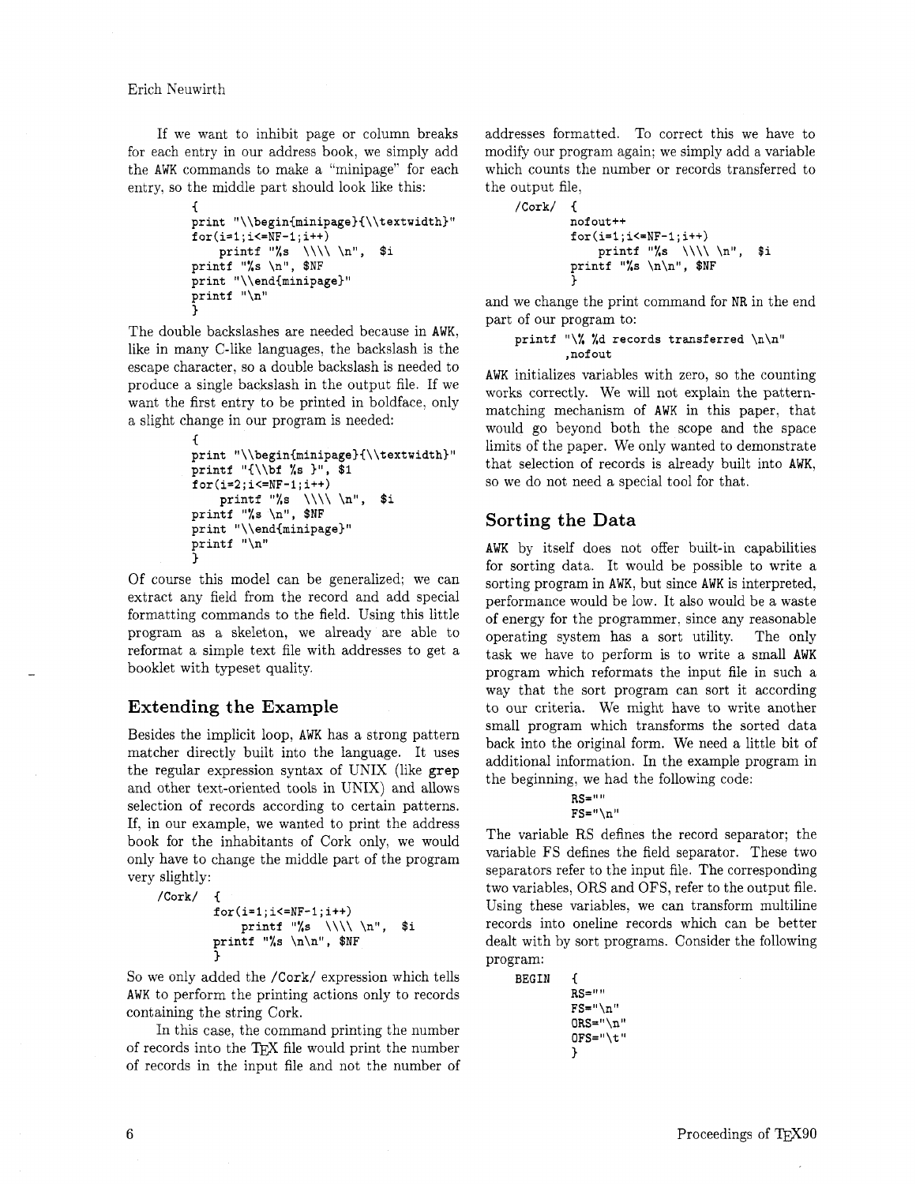If we want to inhibit page or column breaks for each entry in our address book, we simply add the AWK commands to make a "minipage" for each entry, so the middle part should look like this:

```
{
print "\\begin{minipage}{\\textwidth}"
for(i=1;i<=NF-1;i++)
    printf "%s  \\\\ \n",  $i
printf "%s \n", $NF
print "\\end{minipage}"
printf "\n"
}
```

The double backslashes are needed because in AWK, like in many C-like languages, the backslash is the escape character, so a double backslash is needed to produce a single backslash in the output file. If we want the first entry to be printed in boldface, only a slight change in our program is needed:

```
{
print "\\begin{minipage}{\\textwidth}"
printf "{\\bf %s }", $1
for(i=2;i<=NF-1;i++)
    printf "%s  \\\\ \n",  $i
printf "%s \n", $NF
print "\\end{minipage}"
printf "\n"
}
```

Of course this model can be generalized; we can extract any field from the record and add special formatting commands to the field. Using this little program as a skeleton, we already are able to reformat a simple text file with addresses to get a booklet with typeset quality.

## Extending the Example

Besides the implicit loop, AWK has a strong pattern matcher directly built into the language. It uses the regular expression syntax of UNIX (like grep and other text-oriented tools in UNIX) and allows selection of records according to certain patterns. If, in our example, we wanted to print the address book for the inhabitants of Cork only, we would only have to change the middle part of the program very slightly:

```
/Cork/  {
        for(i=1;i<=NF-1;i++)
            printf "%s  \\\\ \n",  $i
        printf "%s \n\n", $NF
        }
```

So we only added the /Cork/ expression which tells AWK to perform the printing actions only to records containing the string Cork.

In this case, the command printing the number of records into the TeX file would print the number of records in the input file and not the number of addresses formatted. To correct this we have to modify our program again; we simply add a variable which counts the number or records transferred to the output file,

```
/Cork/  {
        nofout++
        for(i=1;i<=NF-1;i++)
            printf "%s  \\\\ \n",  $i
        printf "%s \n\n", $NF
        }
```

and we change the print command for NR in the end part of our program to:

```
printf "\% %d records transferred \n\n"
       ,nofout
```

AWK initializes variables with zero, so the counting works correctly. We will not explain the pattern-matching mechanism of AWK in this paper, that would go beyond both the scope and the space limits of the paper. We only wanted to demonstrate that selection of records is already built into AWK, so we do not need a special tool for that.

## Sorting the Data

AWK by itself does not offer built-in capabilities for sorting data. It would be possible to write a sorting program in AWK, but since AWK is interpreted, performance would be low. It also would be a waste of energy for the programmer, since any reasonable operating system has a sort utility. The only task we have to perform is to write a small AWK program which reformats the input file in such a way that the sort program can sort it according to our criteria. We might have to write another small program which transforms the sorted data back into the original form. We need a little bit of additional information. In the example program in the beginning, we had the following code:

```
RS=""
FS="\n"
```

The variable RS defines the record separator; the variable FS defines the field separator. These two separators refer to the input file. The corresponding two variables, ORS and OFS, refer to the output file. Using these variables, we can transform multiline records into oneline records which can be better dealt with by sort programs. Consider the following program:

```
BEGIN   {
        RS=""
        FS="\n"
        ORS="\n"
        OFS="\t"
        }
```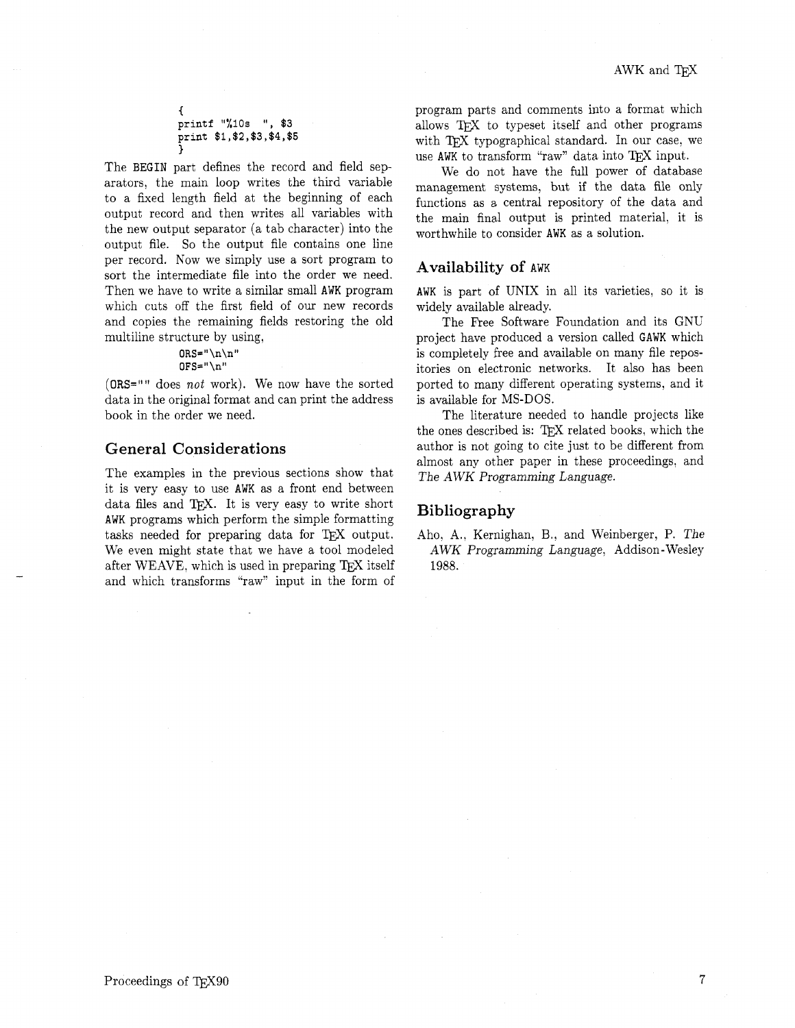```
{
printf "%10s  ", $3
print $1,$2,$3,$4,$5
}
```

The BEGIN part defines the record and field separators, the main loop writes the third variable to a fixed length field at the beginning of each output record and then writes all variables with the new output separator (a tab character) into the output file. So the output file contains one line per record. Now we simply use a sort program to sort the intermediate file into the order we need. Then we have to write a similar small AWK program which cuts off the first field of our new records and copies the remaining fields restoring the old multiline structure by using,

```
ORS="\n\n"
OFS="\n"
```

(ORS="" does *not* work). We now have the sorted data in the original format and can print the address book in the order we need.

## General Considerations

The examples in the previous sections show that it is very easy to use AWK as a front end between data files and TeX. It is very easy to write short AWK programs which perform the simple formatting tasks needed for preparing data for TeX output. We even might state that we have a tool modeled after WEAVE, which is used in preparing TeX itself and which transforms "raw" input in the form of program parts and comments into a format which allows TeX to typeset itself and other programs with TeX typographical standard. In our case, we use AWK to transform "raw" data into TeX input.

We do not have the full power of database management systems, but if the data file only functions as a central repository of the data and the main final output is printed material, it is worthwhile to consider AWK as a solution.

## Availability of AWK

AWK is part of UNIX in all its varieties, so it is widely available already.

The Free Software Foundation and its GNU project have produced a version called GAWK which is completely free and available on many file repositories on electronic networks. It also has been ported to many different operating systems, and it is available for MS-DOS.

The literature needed to handle projects like the ones described is: TeX related books, which the author is not going to cite just to be different from almost any other paper in these proceedings, and *The AWK Programming Language*.

## Bibliography

Aho, A., Kernighan, B., and Weinberger, P. *The AWK Programming Language*, Addison-Wesley 1988.